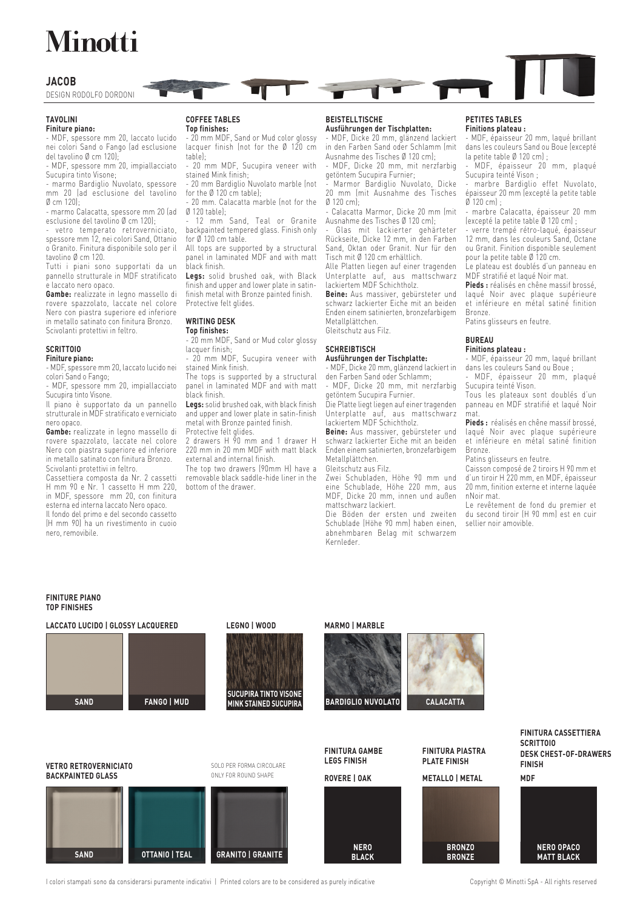# Minotti

## JACOB

DESIGN RODOLFO DORDONI

### TAVOLINI

**Finiture piano:**

- MDF, spessore mm 20, laccato lucido nei colori Sand o Fango (ad esclusione del tavolino Ø cm 120);
- MDF, spessore mm 20, impiallacciato Sucupira tinto Visone;
- marmo Bardiglio Nuvolato, spessore mm 20 (ad esclusione del tavolino Ø cm 120);
- marmo Calacatta, spessore mm 20 (ad esclusione del tavolino Ø cm 120);
- vetro temperato retroverniciato, spessore mm 12, nei colori Sand, Ottanio o Granito. Finitura disponibile solo per il tavolino Ø cm 120.

Tutti i piani sono supportati da un pannello strutturale in MDF stratificato e laccato nero opaco.

**Gambe:** realizzate in legno massello di rovere spazzolato, laccate nel colore Nero con piastra superiore ed inferiore in metallo satinato con finitura Bronzo.

Scivolanti protettivi in feltro.

### SCRITTOIO

**Finiture piano:**

- MDF, spessore mm 20, laccato lucido nei colori Sand o Fango;
- MDF, spessore mm 20, impiallacciato Sucupira tinto Visone.

Il piano è supportato da un pannello strutturale in MDF stratificato e verniciato nero opaco.

**Gambe:** realizzate in legno massello di rovere spazzolato, laccate nel colore Nero con piastra superiore ed inferiore in metallo satinato con finitura Bronzo.

Scivolanti protettivi in feltro.

Cassettiera composta da Nr. 2 cassetti H mm 90 e Nr. 1 cassetto H mm 220, in MDF, spessore mm 20, con finitura esterna ed interna laccato Nero opaco.

Il fondo del primo e del secondo cassetto (H mm 90) ha un rivestimento in cuoio nero, removibile.

### COFFEE TABLES

**Top finishes:**

- 20 mm MDF, Sand or Mud color glossy lacquer finish (not for the Ø 120 cm table);
- 20 mm MDF, Sucupira veneer with stained Mink finish;
- 20 mm Bardiglio Nuvolato marble (not for the Ø 120 cm table);
- 20 mm. Calacatta marble (not for the Ø 120 table);
- 12 mm Sand, Teal or Granite backpainted tempered glass. Finish only for Ø 120 cm table.

All tops are supported by a structural panel in laminated MDF and with matt black finish.

**Legs:** solid brushed oak, with Black finish and upper and lower plate in satin-finish metal with Bronze painted finish.

Protective felt glides.

### WRITING DESK

**Top finishes:**

- 20 mm MDF, Sand or Mud color glossy lacquer finish;
- 20 mm MDF, Sucupira veneer with stained Mink finish.

The tops is supported by a structural panel in laminated MDF and with matt black finish.

**Legs:** solid brushed oak, with black finish and upper and lower plate in satin-finish metal with Bronze painted finish.

Protective felt glides.

2 drawers H 90 mm and 1 drawer H 220 mm in 20 mm MDF with matt black external and internal finish.

The top two drawers (90mm H) have a removable black saddle-hide liner in the bottom of the drawer.

### BEISTELLTISCHE

**Ausführungen der Tischplatten:**

- MDF, Dicke 20 mm, glänzend lackiert in den Farben Sand oder Schlamm (mit Ausnahme des Tisches Ø 120 cm);
- MDF, Dicke 20 mm, mit nerzfarbig getöntem Sucupira Furnier;
- Marmor Bardiglio Nuvolato, Dicke 20 mm (mit Ausnahme des Tisches Ø 120 cm);
- Calacatta Marmor, Dicke 20 mm (mit Ausnahme des Tisches Ø 120 cm);
- Glas mit lackierter gehärteter Rückseite, Dicke 12 mm, in den Farben Sand, Oktan oder Granit. Nur für den Tisch mit Ø 120 cm erhältlich.

Alle Platten liegen auf einer tragenden Unterplatte auf, aus mattschwarz lackiertem MDF Schichtholz.

**Beine:** Aus massiver, gebürsteter und schwarz lackierter Eiche mit an beiden Enden einem satinierten, bronzefarbigem Metallplättchen.

Gleitschutz aus Filz.

### SCHREIBTISCH

**Ausführungen der Tischplatte:**

- MDF, Dicke 20 mm, glänzend lackiert in den Farben Sand oder Schlamm;
- MDF, Dicke 20 mm, mit nerzfarbig getöntem Sucupira Furnier.

Die Platte liegt liegen auf einer tragenden Unterplatte auf, aus mattschwarz lackiertem MDF Schichtholz.

**Beine:** Aus massiver, gebürsteter und schwarz lackierter Eiche mit an beiden Enden einem satinierten, bronzefarbigem Metallplättchen.

Gleitschutz aus Filz.

Zwei Schubladen, Höhe 90 mm und eine Schublade, Höhe 220 mm, aus MDF, Dicke 20 mm, innen und außen mattschwarz lackiert.

Die Böden der ersten und zweiten Schublade (Höhe 90 mm) haben einen, abnehmbaren Belag mit schwarzem Kernleder.

### PETITES TABLES

**Finitions plateau :**

- MDF, épaisseur 20 mm, laqué brillant dans les couleurs Sand ou Boue (excepté la petite table Ø 120 cm) ;
- MDF, épaisseur 20 mm, plaqué Sucupira teinté Vison ;
- marbre Bardiglio effet Nuvolato, épaisseur 20 mm (excepté la petite table Ø 120 cm) ;
- marbre Calacatta, épaisseur 20 mm (excepté la petite table Ø 120 cm) ;
- verre trempé rétro-laqué, épaisseur 12 mm, dans les couleurs Sand, Octane ou Granit. Finition disponible seulement pour la petite table Ø 120 cm.

Le plateau est doublés d'un panneau en MDF stratifié et laqué Noir mat.

**Pieds :** réalisés en chêne massif brossé, laqué Noir avec plaque supérieure et inférieure en métal satiné finition Bronze.

Patins glisseurs en feutre.

### BUREAU

**Finitions plateau :**

- MDF, épaisseur 20 mm, laqué brillant dans les couleurs Sand ou Boue ;
- MDF, épaisseur 20 mm, plaqué Sucupira teinté Vison.

Tous les plateaux sont doublés d'un panneau en MDF stratifié et laqué Noir mat.

**Pieds :** réalisés en chêne massif brossé, laqué Noir avec plaque supérieure et inférieure en métal satiné finition Bronze.

Patins glisseurs en feutre.

Caisson composé de 2 tiroirs H 90 mm et d'un tiroir H 220 mm, en MDF, épaisseur 20 mm, finition externe et interne laquée nNoir mat.

Le revêtement de fond du premier et du second tiroir (H 90 mm) est en cuir sellier noir amovible.

### FINITURE PIANO
### TOP FINISHES

**LACCATO LUCIDO | GLOSSY LACQUERED**

SAND — FANGO | MUD

**LEGNO | WOOD**

SUCUPIRA TINTO VISONE — MINK STAINED SUCUPIRA

**MARMO | MARBLE**

BARDIGLIO NUVOLATO — CALACATTA

**VETRO RETROVERNICIATO**
**BACKPAINTED GLASS**

SOLO PER FORMA CIRCOLARE
ONLY FOR ROUND SHAPE

SAND — OTTANIO | TEAL — GRANITO | GRANITE

**FINITURA GAMBE**
**LEGS FINISH**

ROVERE | OAK

NERO
BLACK

**FINITURA PIASTRA**
**PLATE FINISH**

METALLO | METAL

BRONZO
BRONZE

**FINITURA CASSETTIERA SCRITTOIO**
**DESK CHEST-OF-DRAWERS FINISH**

MDF

NERO OPACO
MATT BLACK

I colori stampati sono da considerarsi puramente indicativi | Printed colors are to be considered as purely indicative

Copyright © Minotti SpA - All rights reserved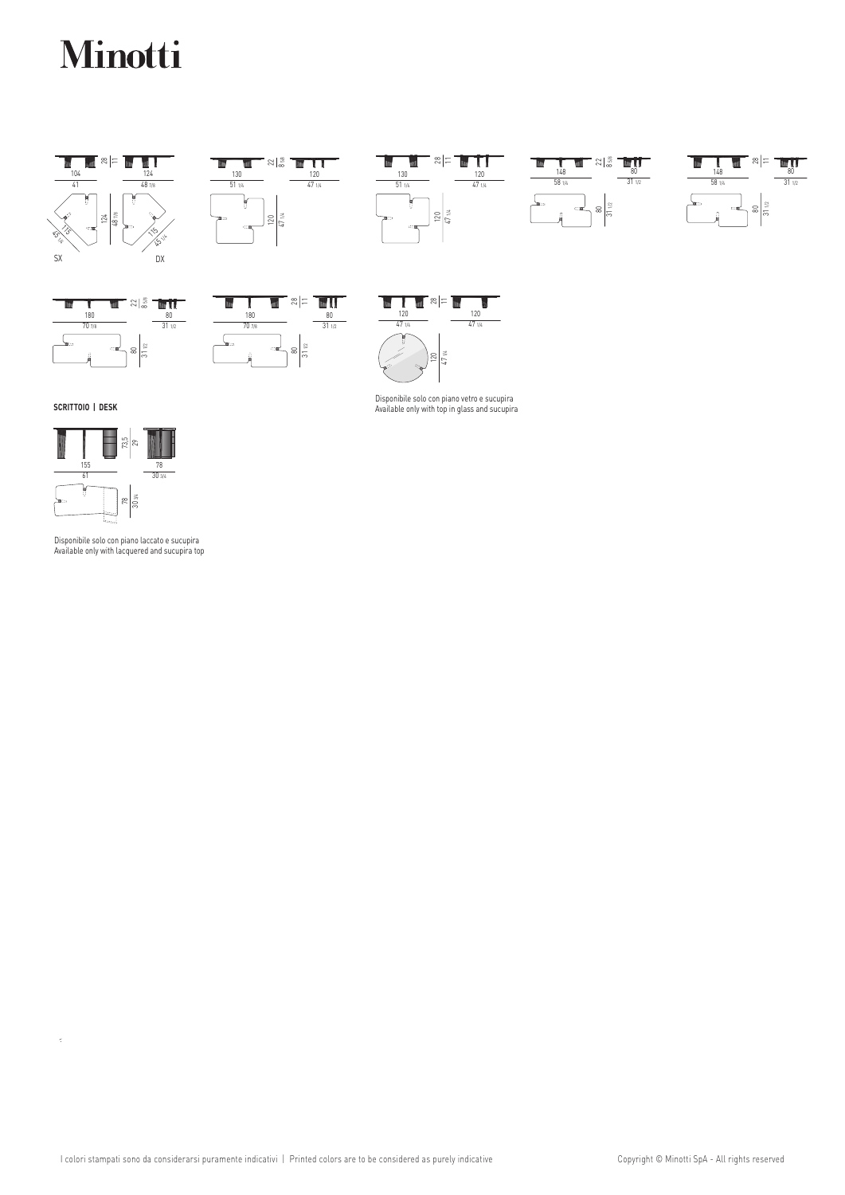# Minotti

104
41

28
11

124
48 7/8

124
48 7/8

115
45 1/4

115
45 1/4

SX

DX

130
51 1/4

22
8 5/8

120
47 1/4

120
47 1/4

130
51 1/4

28
11

120
47 1/4

120
47 1/4

148
58 1/4

22
8 5/8

80
31 1/2

80
31 1/2

148
58 1/4

28
11

80
31 1/2

80
31 1/2

180
70 7/8

22
8 5/8

80
31 1/2

80
31 1/2

180
70 7/8

28
11

80
31 1/2

80
31 1/2

120
47 1/4

28
11

120
47 1/4

120
47 1/4

Disponibile solo con piano vetro e sucupira
Available only with top in glass and sucupira

**SCRITTOIO | DESK**

155
61

73,5
29

78
30 3/4

78
30 3/4

Disponibile solo con piano laccato e sucupira
Available only with lacquered and sucupira top

I colori stampati sono da considerarsi puramente indicativi | Printed colors are to be considered as purely indicative

Copyright © Minotti SpA - All rights reserved